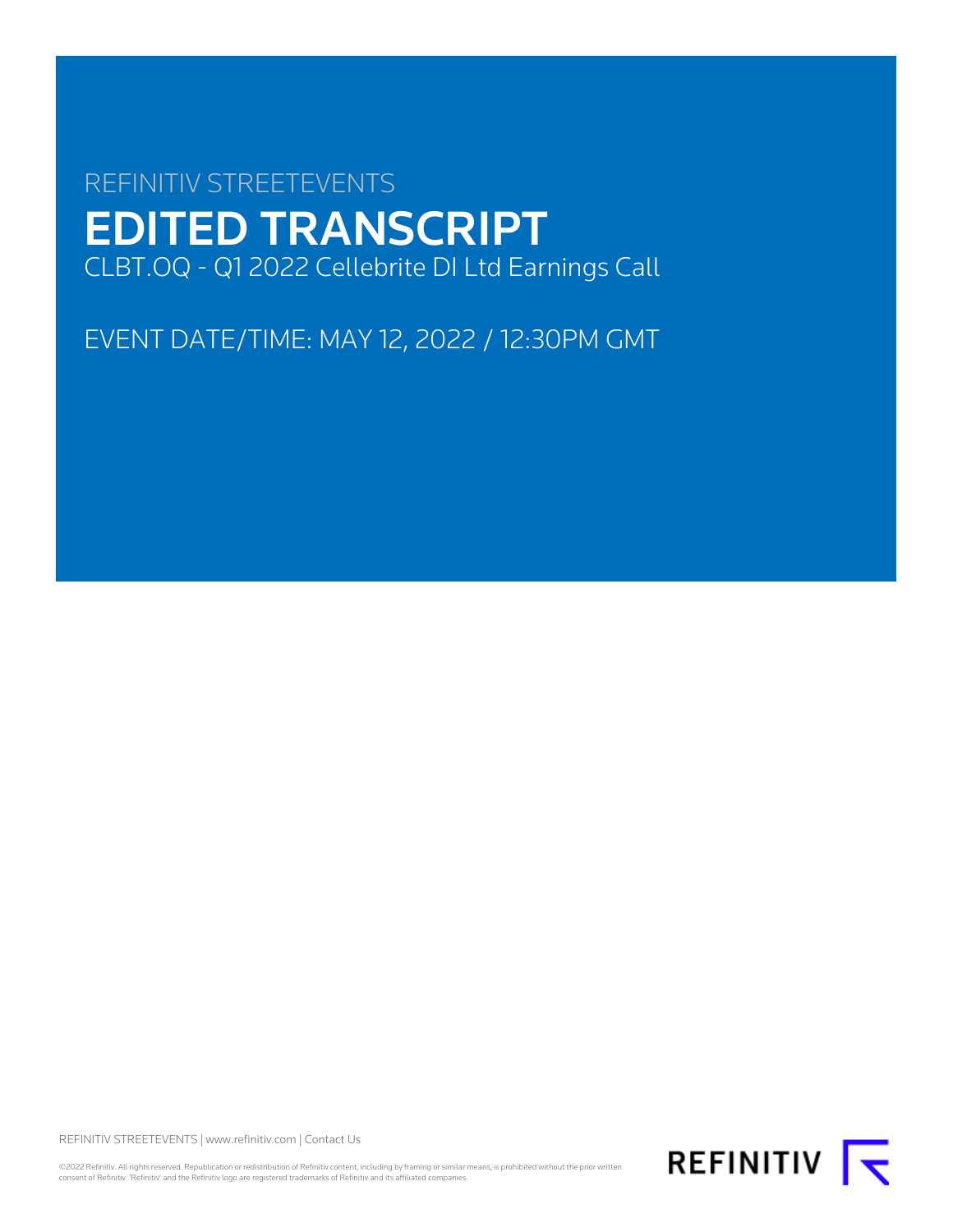REFINITIV STREETEVENTS

# EDITED TRANSCRIPT

CLBT.OQ - Q1 2022 Cellebrite DI Ltd Earnings Call

EVENT DATE/TIME: MAY 12, 2022 / 12:30PM GMT

REFINITIV STREETEVENTS | www.refinitiv.com | Contact Us

©2022 Refinitiv. All rights reserved. Republication or redistribution of Refinitiv content, including by framing or similar means, is prohibited without the prior written consent of Refinitiv. 'Refinitiv' and the Refinitiv logo are registered trademarks of Refinitiv and its affiliated companies.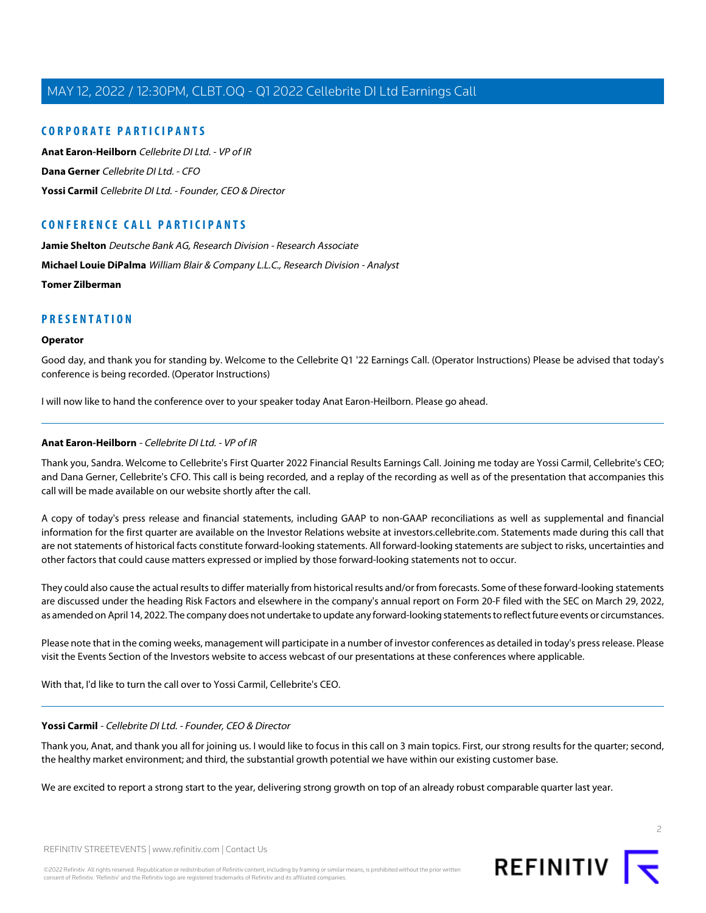## CORPORATE PARTICIPANTS

**Anat Earon-Heilborn** *Cellebrite DI Ltd. - VP of IR*

**Dana Gerner** *Cellebrite DI Ltd. - CFO*

**Yossi Carmil** *Cellebrite DI Ltd. - Founder, CEO & Director*

## CONFERENCE CALL PARTICIPANTS

**Jamie Shelton** *Deutsche Bank AG, Research Division - Research Associate*

**Michael Louie DiPalma** *William Blair & Company L.L.C., Research Division - Analyst*

**Tomer Zilberman**

## PRESENTATION

### Operator

Good day, and thank you for standing by. Welcome to the Cellebrite Q1 '22 Earnings Call. (Operator Instructions) Please be advised that today's conference is being recorded. (Operator Instructions)

I will now like to hand the conference over to your speaker today Anat Earon-Heilborn. Please go ahead.

---

### Anat Earon-Heilborn - *Cellebrite DI Ltd. - VP of IR*

Thank you, Sandra. Welcome to Cellebrite's First Quarter 2022 Financial Results Earnings Call. Joining me today are Yossi Carmil, Cellebrite's CEO; and Dana Gerner, Cellebrite's CFO. This call is being recorded, and a replay of the recording as well as of the presentation that accompanies this call will be made available on our website shortly after the call.

A copy of today's press release and financial statements, including GAAP to non-GAAP reconciliations as well as supplemental and financial information for the first quarter are available on the Investor Relations website at investors.cellebrite.com. Statements made during this call that are not statements of historical facts constitute forward-looking statements. All forward-looking statements are subject to risks, uncertainties and other factors that could cause matters expressed or implied by those forward-looking statements not to occur.

They could also cause the actual results to differ materially from historical results and/or from forecasts. Some of these forward-looking statements are discussed under the heading Risk Factors and elsewhere in the company's annual report on Form 20-F filed with the SEC on March 29, 2022, as amended on April 14, 2022. The company does not undertake to update any forward-looking statements to reflect future events or circumstances.

Please note that in the coming weeks, management will participate in a number of investor conferences as detailed in today's press release. Please visit the Events Section of the Investors website to access webcast of our presentations at these conferences where applicable.

With that, I'd like to turn the call over to Yossi Carmil, Cellebrite's CEO.

---

### Yossi Carmil - *Cellebrite DI Ltd. - Founder, CEO & Director*

Thank you, Anat, and thank you all for joining us. I would like to focus in this call on 3 main topics. First, our strong results for the quarter; second, the healthy market environment; and third, the substantial growth potential we have within our existing customer base.

We are excited to report a strong start to the year, delivering strong growth on top of an already robust comparable quarter last year.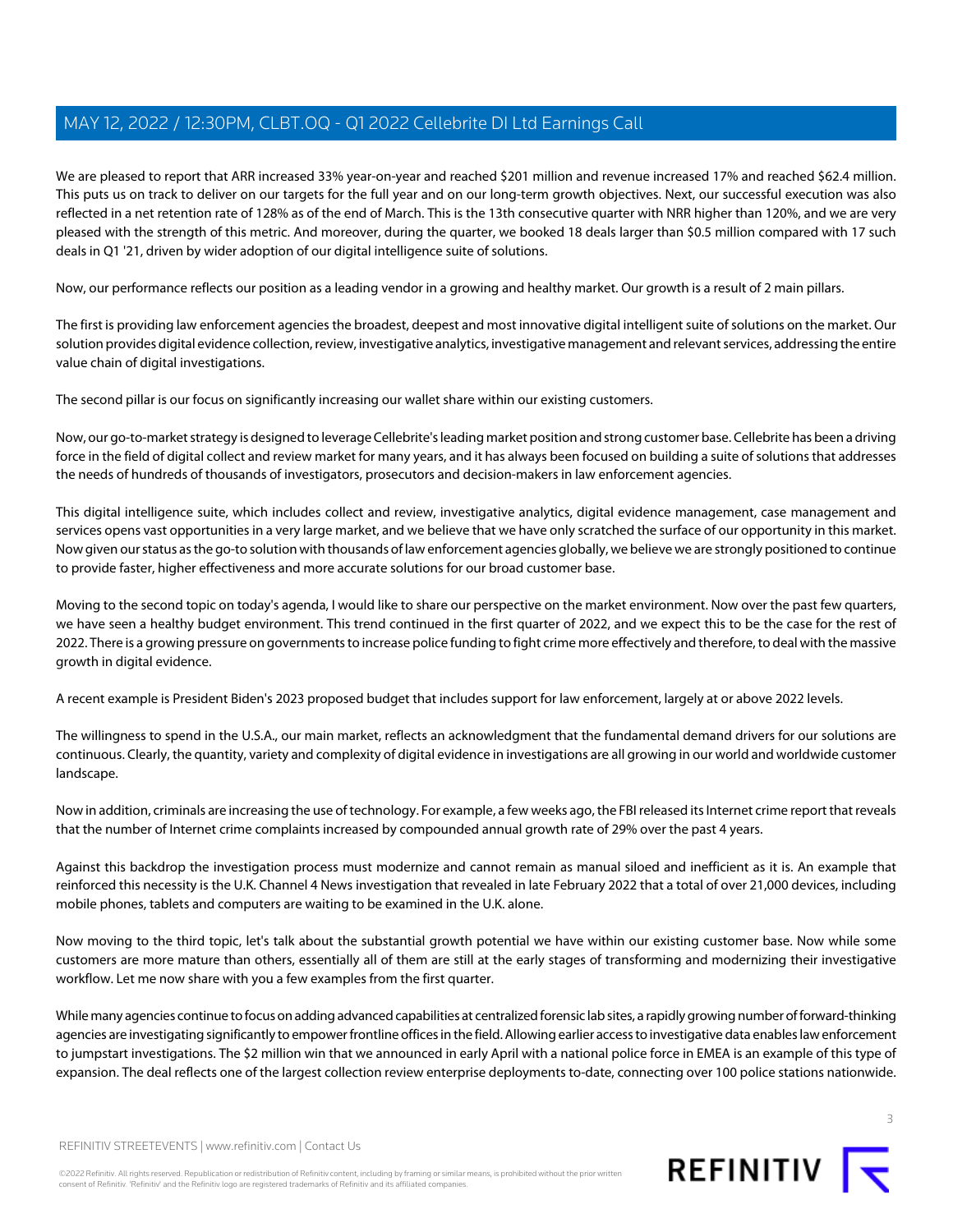We are pleased to report that ARR increased 33% year-on-year and reached $201 million and revenue increased 17% and reached $62.4 million. This puts us on track to deliver on our targets for the full year and on our long-term growth objectives. Next, our successful execution was also reflected in a net retention rate of 128% as of the end of March. This is the 13th consecutive quarter with NRR higher than 120%, and we are very pleased with the strength of this metric. And moreover, during the quarter, we booked 18 deals larger than $0.5 million compared with 17 such deals in Q1 '21, driven by wider adoption of our digital intelligence suite of solutions.

Now, our performance reflects our position as a leading vendor in a growing and healthy market. Our growth is a result of 2 main pillars.

The first is providing law enforcement agencies the broadest, deepest and most innovative digital intelligent suite of solutions on the market. Our solution provides digital evidence collection, review, investigative analytics, investigative management and relevant services, addressing the entire value chain of digital investigations.

The second pillar is our focus on significantly increasing our wallet share within our existing customers.

Now, our go-to-market strategy is designed to leverage Cellebrite's leading market position and strong customer base. Cellebrite has been a driving force in the field of digital collect and review market for many years, and it has always been focused on building a suite of solutions that addresses the needs of hundreds of thousands of investigators, prosecutors and decision-makers in law enforcement agencies.

This digital intelligence suite, which includes collect and review, investigative analytics, digital evidence management, case management and services opens vast opportunities in a very large market, and we believe that we have only scratched the surface of our opportunity in this market. Now given our status as the go-to solution with thousands of law enforcement agencies globally, we believe we are strongly positioned to continue to provide faster, higher effectiveness and more accurate solutions for our broad customer base.

Moving to the second topic on today's agenda, I would like to share our perspective on the market environment. Now over the past few quarters, we have seen a healthy budget environment. This trend continued in the first quarter of 2022, and we expect this to be the case for the rest of 2022. There is a growing pressure on governments to increase police funding to fight crime more effectively and therefore, to deal with the massive growth in digital evidence.

A recent example is President Biden's 2023 proposed budget that includes support for law enforcement, largely at or above 2022 levels.

The willingness to spend in the U.S.A., our main market, reflects an acknowledgment that the fundamental demand drivers for our solutions are continuous. Clearly, the quantity, variety and complexity of digital evidence in investigations are all growing in our world and worldwide customer landscape.

Now in addition, criminals are increasing the use of technology. For example, a few weeks ago, the FBI released its Internet crime report that reveals that the number of Internet crime complaints increased by compounded annual growth rate of 29% over the past 4 years.

Against this backdrop the investigation process must modernize and cannot remain as manual siloed and inefficient as it is. An example that reinforced this necessity is the U.K. Channel 4 News investigation that revealed in late February 2022 that a total of over 21,000 devices, including mobile phones, tablets and computers are waiting to be examined in the U.K. alone.

Now moving to the third topic, let's talk about the substantial growth potential we have within our existing customer base. Now while some customers are more mature than others, essentially all of them are still at the early stages of transforming and modernizing their investigative workflow. Let me now share with you a few examples from the first quarter.

While many agencies continue to focus on adding advanced capabilities at centralized forensic lab sites, a rapidly growing number of forward-thinking agencies are investigating significantly to empower frontline offices in the field. Allowing earlier access to investigative data enables law enforcement to jumpstart investigations. The $2 million win that we announced in early April with a national police force in EMEA is an example of this type of expansion. The deal reflects one of the largest collection review enterprise deployments to-date, connecting over 100 police stations nationwide.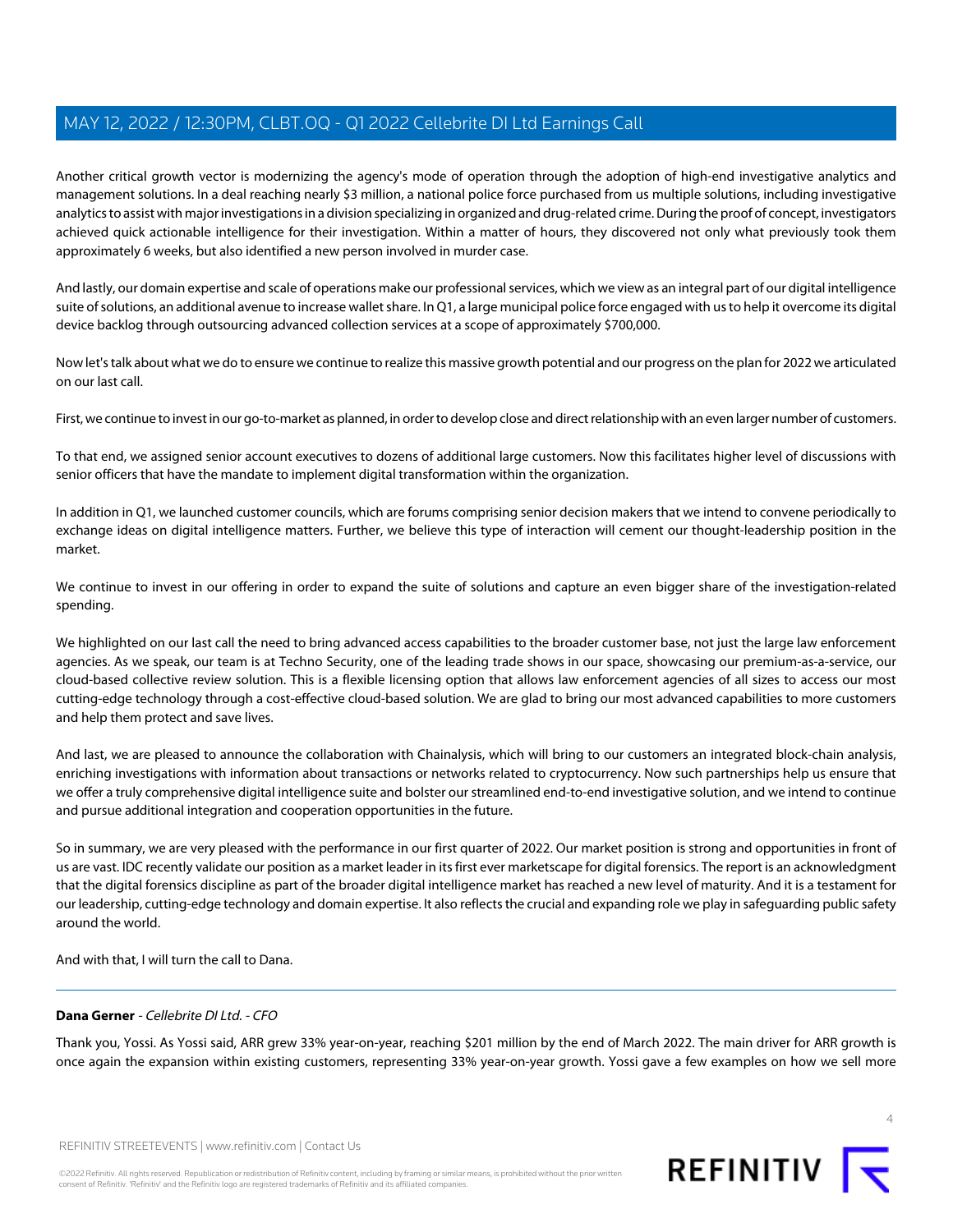Another critical growth vector is modernizing the agency's mode of operation through the adoption of high-end investigative analytics and management solutions. In a deal reaching nearly $3 million, a national police force purchased from us multiple solutions, including investigative analytics to assist with major investigations in a division specializing in organized and drug-related crime. During the proof of concept, investigators achieved quick actionable intelligence for their investigation. Within a matter of hours, they discovered not only what previously took them approximately 6 weeks, but also identified a new person involved in murder case.

And lastly, our domain expertise and scale of operations make our professional services, which we view as an integral part of our digital intelligence suite of solutions, an additional avenue to increase wallet share. In Q1, a large municipal police force engaged with us to help it overcome its digital device backlog through outsourcing advanced collection services at a scope of approximately $700,000.

Now let's talk about what we do to ensure we continue to realize this massive growth potential and our progress on the plan for 2022 we articulated on our last call.

First, we continue to invest in our go-to-market as planned, in order to develop close and direct relationship with an even larger number of customers.

To that end, we assigned senior account executives to dozens of additional large customers. Now this facilitates higher level of discussions with senior officers that have the mandate to implement digital transformation within the organization.

In addition in Q1, we launched customer councils, which are forums comprising senior decision makers that we intend to convene periodically to exchange ideas on digital intelligence matters. Further, we believe this type of interaction will cement our thought-leadership position in the market.

We continue to invest in our offering in order to expand the suite of solutions and capture an even bigger share of the investigation-related spending.

We highlighted on our last call the need to bring advanced access capabilities to the broader customer base, not just the large law enforcement agencies. As we speak, our team is at Techno Security, one of the leading trade shows in our space, showcasing our premium-as-a-service, our cloud-based collective review solution. This is a flexible licensing option that allows law enforcement agencies of all sizes to access our most cutting-edge technology through a cost-effective cloud-based solution. We are glad to bring our most advanced capabilities to more customers and help them protect and save lives.

And last, we are pleased to announce the collaboration with Chainalysis, which will bring to our customers an integrated block-chain analysis, enriching investigations with information about transactions or networks related to cryptocurrency. Now such partnerships help us ensure that we offer a truly comprehensive digital intelligence suite and bolster our streamlined end-to-end investigative solution, and we intend to continue and pursue additional integration and cooperation opportunities in the future.

So in summary, we are very pleased with the performance in our first quarter of 2022. Our market position is strong and opportunities in front of us are vast. IDC recently validate our position as a market leader in its first ever marketscape for digital forensics. The report is an acknowledgment that the digital forensics discipline as part of the broader digital intelligence market has reached a new level of maturity. And it is a testament for our leadership, cutting-edge technology and domain expertise. It also reflects the crucial and expanding role we play in safeguarding public safety around the world.

And with that, I will turn the call to Dana.

---

**Dana Gerner** - *Cellebrite DI Ltd. - CFO*

Thank you, Yossi. As Yossi said, ARR grew 33% year-on-year, reaching $201 million by the end of March 2022. The main driver for ARR growth is once again the expansion within existing customers, representing 33% year-on-year growth. Yossi gave a few examples on how we sell more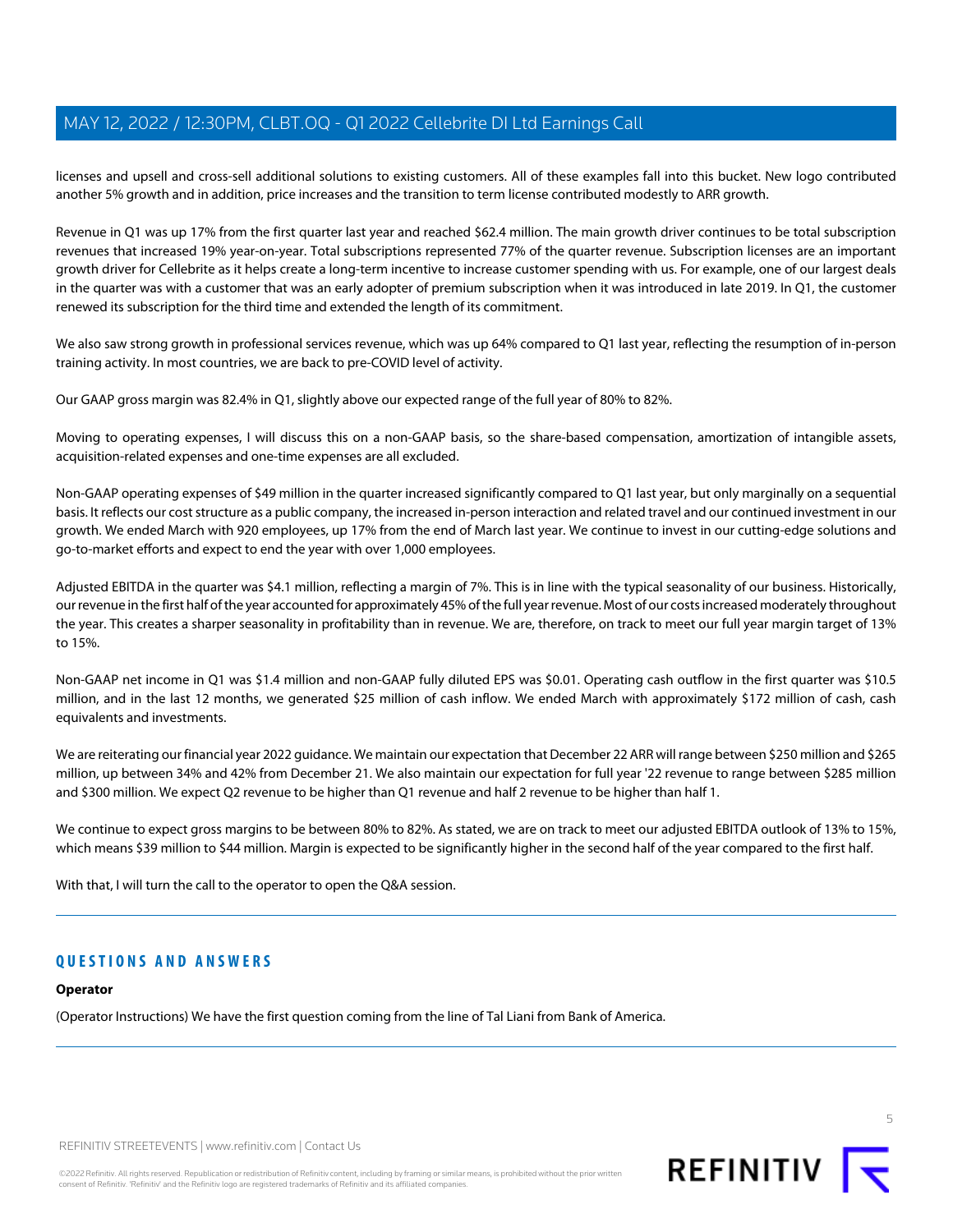licenses and upsell and cross-sell additional solutions to existing customers. All of these examples fall into this bucket. New logo contributed another 5% growth and in addition, price increases and the transition to term license contributed modestly to ARR growth.

Revenue in Q1 was up 17% from the first quarter last year and reached $62.4 million. The main growth driver continues to be total subscription revenues that increased 19% year-on-year. Total subscriptions represented 77% of the quarter revenue. Subscription licenses are an important growth driver for Cellebrite as it helps create a long-term incentive to increase customer spending with us. For example, one of our largest deals in the quarter was with a customer that was an early adopter of premium subscription when it was introduced in late 2019. In Q1, the customer renewed its subscription for the third time and extended the length of its commitment.

We also saw strong growth in professional services revenue, which was up 64% compared to Q1 last year, reflecting the resumption of in-person training activity. In most countries, we are back to pre-COVID level of activity.

Our GAAP gross margin was 82.4% in Q1, slightly above our expected range of the full year of 80% to 82%.

Moving to operating expenses, I will discuss this on a non-GAAP basis, so the share-based compensation, amortization of intangible assets, acquisition-related expenses and one-time expenses are all excluded.

Non-GAAP operating expenses of $49 million in the quarter increased significantly compared to Q1 last year, but only marginally on a sequential basis. It reflects our cost structure as a public company, the increased in-person interaction and related travel and our continued investment in our growth. We ended March with 920 employees, up 17% from the end of March last year. We continue to invest in our cutting-edge solutions and go-to-market efforts and expect to end the year with over 1,000 employees.

Adjusted EBITDA in the quarter was $4.1 million, reflecting a margin of 7%. This is in line with the typical seasonality of our business. Historically, our revenue in the first half of the year accounted for approximately 45% of the full year revenue. Most of our costs increased moderately throughout the year. This creates a sharper seasonality in profitability than in revenue. We are, therefore, on track to meet our full year margin target of 13% to 15%.

Non-GAAP net income in Q1 was $1.4 million and non-GAAP fully diluted EPS was $0.01. Operating cash outflow in the first quarter was $10.5 million, and in the last 12 months, we generated $25 million of cash inflow. We ended March with approximately $172 million of cash, cash equivalents and investments.

We are reiterating our financial year 2022 guidance. We maintain our expectation that December 22 ARR will range between $250 million and $265 million, up between 34% and 42% from December 21. We also maintain our expectation for full year '22 revenue to range between $285 million and $300 million. We expect Q2 revenue to be higher than Q1 revenue and half 2 revenue to be higher than half 1.

We continue to expect gross margins to be between 80% to 82%. As stated, we are on track to meet our adjusted EBITDA outlook of 13% to 15%, which means $39 million to $44 million. Margin is expected to be significantly higher in the second half of the year compared to the first half.

With that, I will turn the call to the operator to open the Q&A session.

## QUESTIONS AND ANSWERS

**Operator**

(Operator Instructions) We have the first question coming from the line of Tal Liani from Bank of America.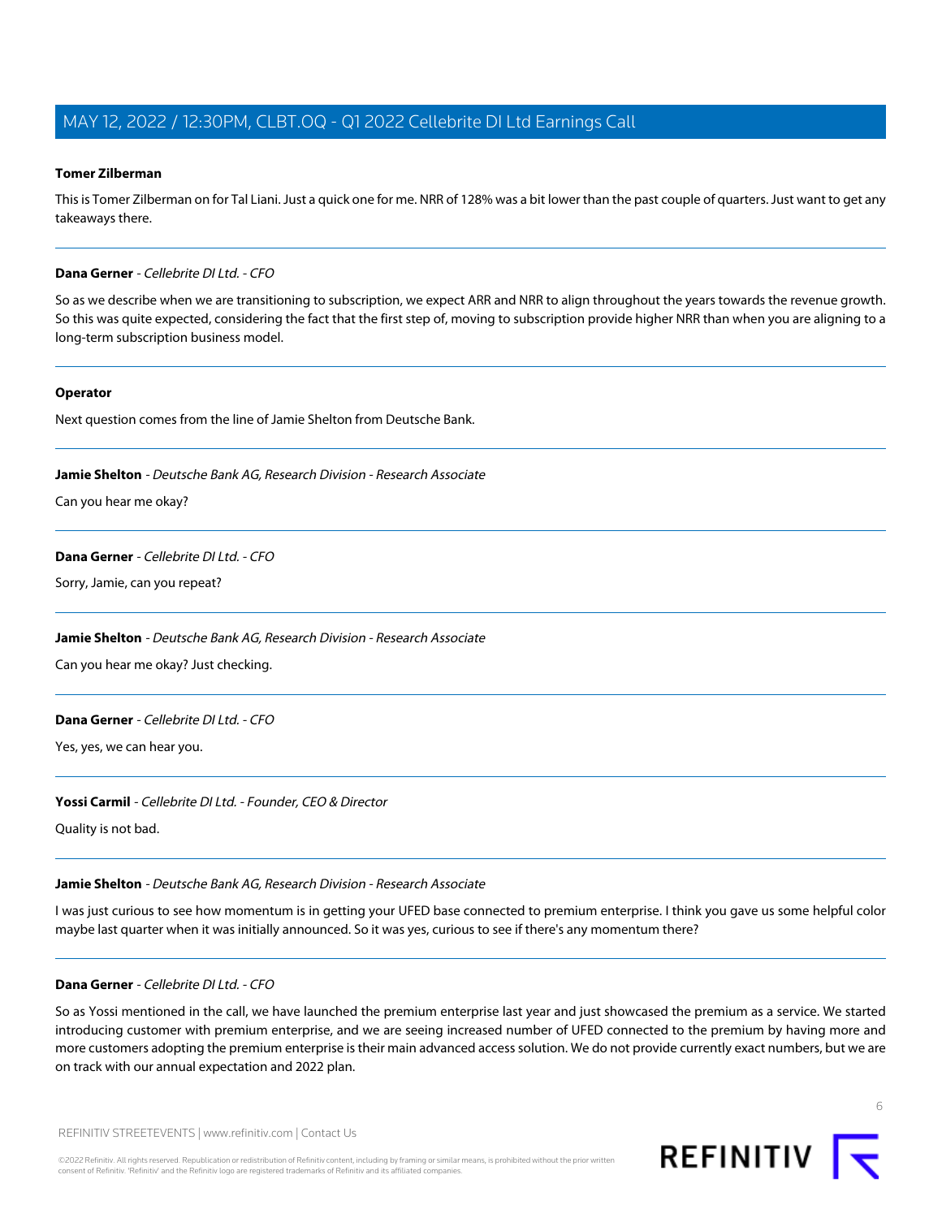**Tomer Zilberman**

This is Tomer Zilberman on for Tal Liani. Just a quick one for me. NRR of 128% was a bit lower than the past couple of quarters. Just want to get any takeaways there.

---

**Dana Gerner** - *Cellebrite DI Ltd. - CFO*

So as we describe when we are transitioning to subscription, we expect ARR and NRR to align throughout the years towards the revenue growth. So this was quite expected, considering the fact that the first step of, moving to subscription provide higher NRR than when you are aligning to a long-term subscription business model.

---

**Operator**

Next question comes from the line of Jamie Shelton from Deutsche Bank.

---

**Jamie Shelton** - *Deutsche Bank AG, Research Division - Research Associate*

Can you hear me okay?

---

**Dana Gerner** - *Cellebrite DI Ltd. - CFO*

Sorry, Jamie, can you repeat?

---

**Jamie Shelton** - *Deutsche Bank AG, Research Division - Research Associate*

Can you hear me okay? Just checking.

---

**Dana Gerner** - *Cellebrite DI Ltd. - CFO*

Yes, yes, we can hear you.

---

**Yossi Carmil** - *Cellebrite DI Ltd. - Founder, CEO & Director*

Quality is not bad.

---

**Jamie Shelton** - *Deutsche Bank AG, Research Division - Research Associate*

I was just curious to see how momentum is in getting your UFED base connected to premium enterprise. I think you gave us some helpful color maybe last quarter when it was initially announced. So it was yes, curious to see if there's any momentum there?

---

**Dana Gerner** - *Cellebrite DI Ltd. - CFO*

So as Yossi mentioned in the call, we have launched the premium enterprise last year and just showcased the premium as a service. We started introducing customer with premium enterprise, and we are seeing increased number of UFED connected to the premium by having more and more customers adopting the premium enterprise is their main advanced access solution. We do not provide currently exact numbers, but we are on track with our annual expectation and 2022 plan.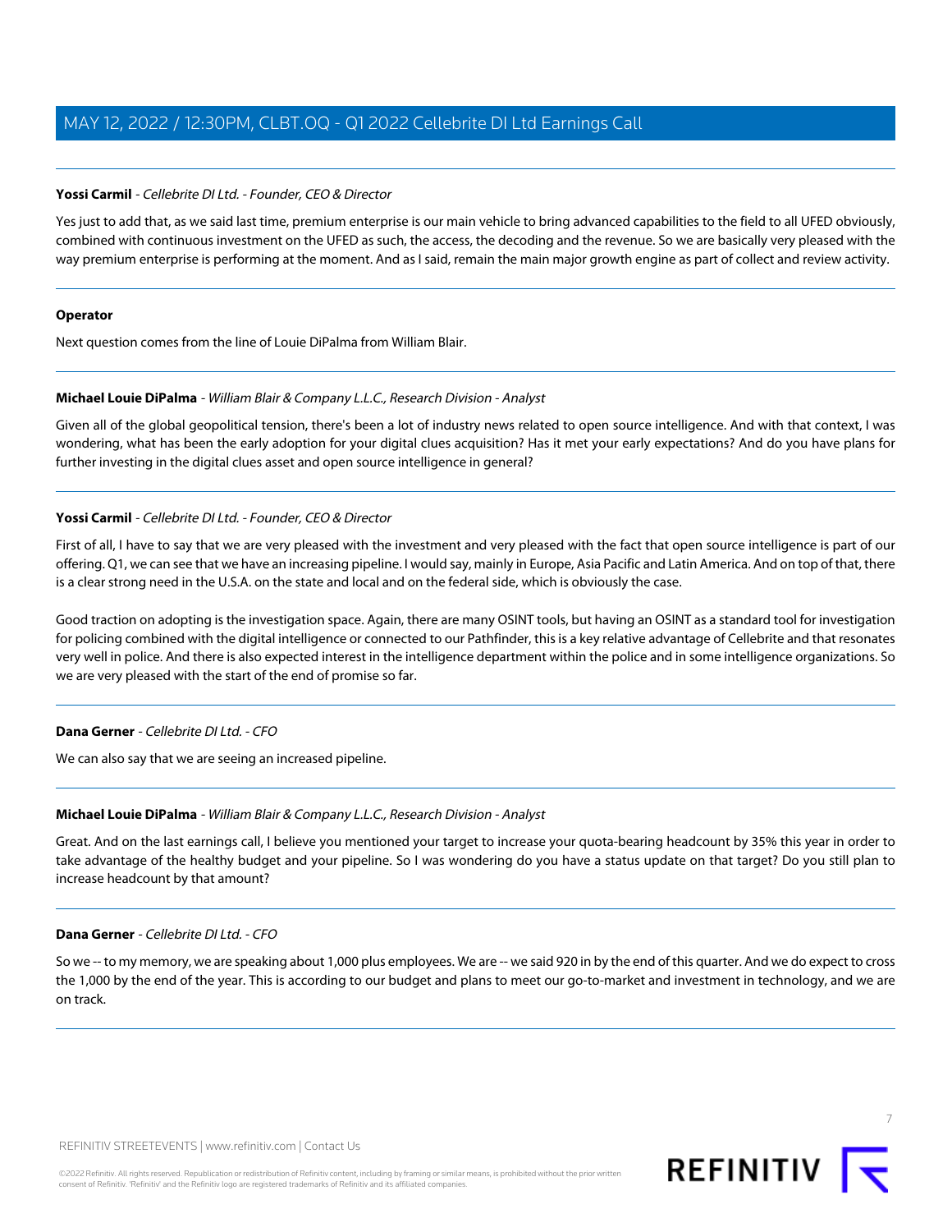**Yossi Carmil** - *Cellebrite DI Ltd. - Founder, CEO & Director*

Yes just to add that, as we said last time, premium enterprise is our main vehicle to bring advanced capabilities to the field to all UFED obviously, combined with continuous investment on the UFED as such, the access, the decoding and the revenue. So we are basically very pleased with the way premium enterprise is performing at the moment. And as I said, remain the main major growth engine as part of collect and review activity.

---

**Operator**

Next question comes from the line of Louie DiPalma from William Blair.

---

**Michael Louie DiPalma** - *William Blair & Company L.L.C., Research Division - Analyst*

Given all of the global geopolitical tension, there's been a lot of industry news related to open source intelligence. And with that context, I was wondering, what has been the early adoption for your digital clues acquisition? Has it met your early expectations? And do you have plans for further investing in the digital clues asset and open source intelligence in general?

---

**Yossi Carmil** - *Cellebrite DI Ltd. - Founder, CEO & Director*

First of all, I have to say that we are very pleased with the investment and very pleased with the fact that open source intelligence is part of our offering. Q1, we can see that we have an increasing pipeline. I would say, mainly in Europe, Asia Pacific and Latin America. And on top of that, there is a clear strong need in the U.S.A. on the state and local and on the federal side, which is obviously the case.

Good traction on adopting is the investigation space. Again, there are many OSINT tools, but having an OSINT as a standard tool for investigation for policing combined with the digital intelligence or connected to our Pathfinder, this is a key relative advantage of Cellebrite and that resonates very well in police. And there is also expected interest in the intelligence department within the police and in some intelligence organizations. So we are very pleased with the start of the end of promise so far.

---

**Dana Gerner** - *Cellebrite DI Ltd. - CFO*

We can also say that we are seeing an increased pipeline.

---

**Michael Louie DiPalma** - *William Blair & Company L.L.C., Research Division - Analyst*

Great. And on the last earnings call, I believe you mentioned your target to increase your quota-bearing headcount by 35% this year in order to take advantage of the healthy budget and your pipeline. So I was wondering do you have a status update on that target? Do you still plan to increase headcount by that amount?

---

**Dana Gerner** - *Cellebrite DI Ltd. - CFO*

So we -- to my memory, we are speaking about 1,000 plus employees. We are -- we said 920 in by the end of this quarter. And we do expect to cross the 1,000 by the end of the year. This is according to our budget and plans to meet our go-to-market and investment in technology, and we are on track.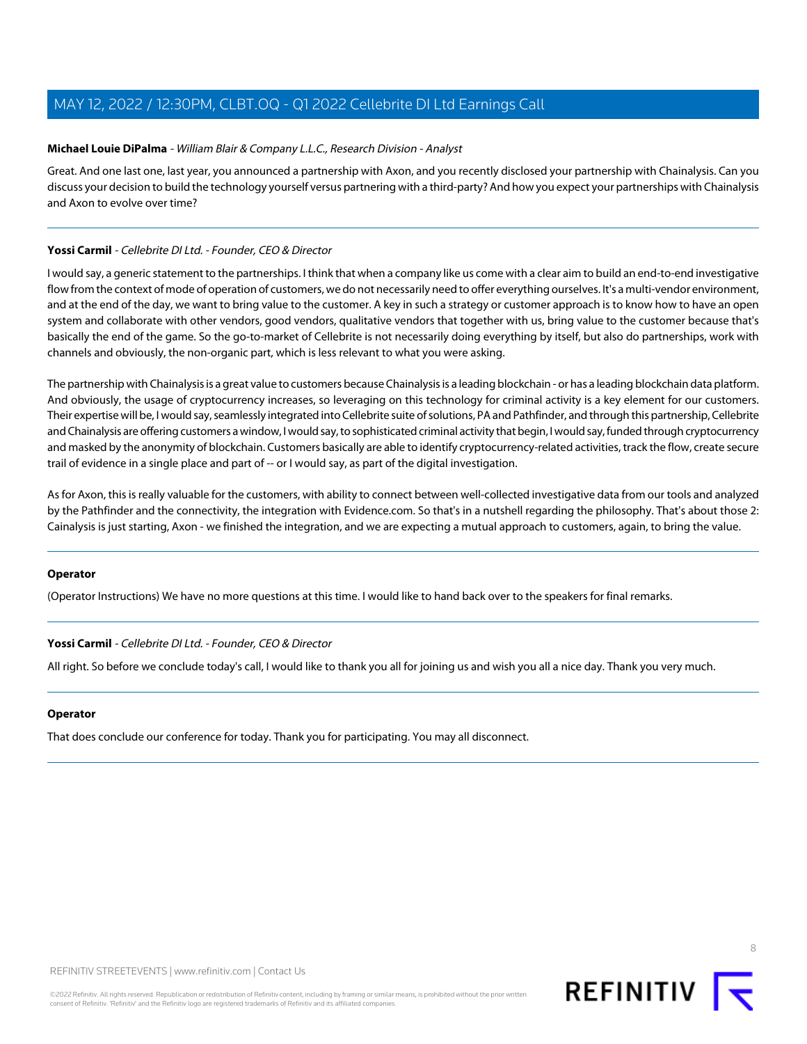**Michael Louie DiPalma** - *William Blair & Company L.L.C., Research Division - Analyst*

Great. And one last one, last year, you announced a partnership with Axon, and you recently disclosed your partnership with Chainalysis. Can you discuss your decision to build the technology yourself versus partnering with a third-party? And how you expect your partnerships with Chainalysis and Axon to evolve over time?

---

**Yossi Carmil** - *Cellebrite DI Ltd. - Founder, CEO & Director*

I would say, a generic statement to the partnerships. I think that when a company like us come with a clear aim to build an end-to-end investigative flow from the context of mode of operation of customers, we do not necessarily need to offer everything ourselves. It's a multi-vendor environment, and at the end of the day, we want to bring value to the customer. A key in such a strategy or customer approach is to know how to have an open system and collaborate with other vendors, good vendors, qualitative vendors that together with us, bring value to the customer because that's basically the end of the game. So the go-to-market of Cellebrite is not necessarily doing everything by itself, but also do partnerships, work with channels and obviously, the non-organic part, which is less relevant to what you were asking.

The partnership with Chainalysis is a great value to customers because Chainalysis is a leading blockchain - or has a leading blockchain data platform. And obviously, the usage of cryptocurrency increases, so leveraging on this technology for criminal activity is a key element for our customers. Their expertise will be, I would say, seamlessly integrated into Cellebrite suite of solutions, PA and Pathfinder, and through this partnership, Cellebrite and Chainalysis are offering customers a window, I would say, to sophisticated criminal activity that begin, I would say, funded through cryptocurrency and masked by the anonymity of blockchain. Customers basically are able to identify cryptocurrency-related activities, track the flow, create secure trail of evidence in a single place and part of -- or I would say, as part of the digital investigation.

As for Axon, this is really valuable for the customers, with ability to connect between well-collected investigative data from our tools and analyzed by the Pathfinder and the connectivity, the integration with Evidence.com. So that's in a nutshell regarding the philosophy. That's about those 2: Cainalysis is just starting, Axon - we finished the integration, and we are expecting a mutual approach to customers, again, to bring the value.

---

**Operator**

(Operator Instructions) We have no more questions at this time. I would like to hand back over to the speakers for final remarks.

---

**Yossi Carmil** - *Cellebrite DI Ltd. - Founder, CEO & Director*

All right. So before we conclude today's call, I would like to thank you all for joining us and wish you all a nice day. Thank you very much.

---

**Operator**

That does conclude our conference for today. Thank you for participating. You may all disconnect.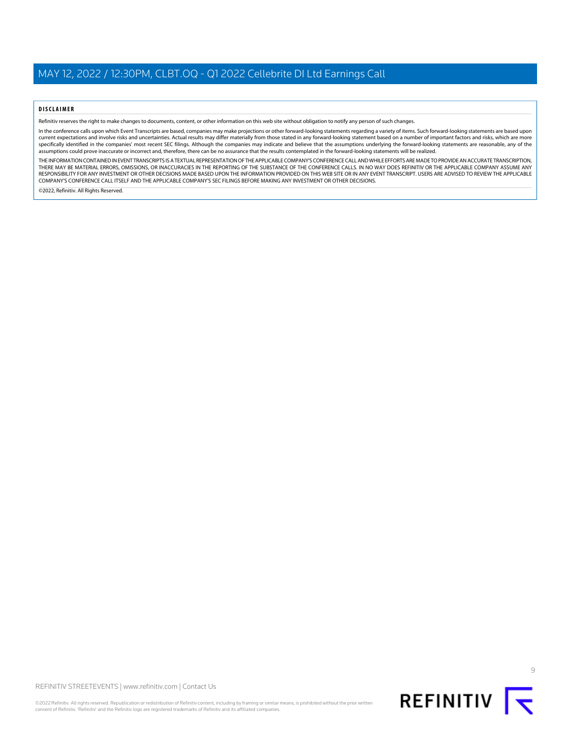**DISCLAIMER**

Refinitiv reserves the right to make changes to documents, content, or other information on this web site without obligation to notify any person of such changes.

In the conference calls upon which Event Transcripts are based, companies may make projections or other forward-looking statements regarding a variety of items. Such forward-looking statements are based upon current expectations and involve risks and uncertainties. Actual results may differ materially from those stated in any forward-looking statement based on a number of important factors and risks, which are more specifically identified in the companies' most recent SEC filings. Although the companies may indicate and believe that the assumptions underlying the forward-looking statements are reasonable, any of the assumptions could prove inaccurate or incorrect and, therefore, there can be no assurance that the results contemplated in the forward-looking statements will be realized.

THE INFORMATION CONTAINED IN EVENT TRANSCRIPTS IS A TEXTUAL REPRESENTATION OF THE APPLICABLE COMPANY'S CONFERENCE CALL AND WHILE EFFORTS ARE MADE TO PROVIDE AN ACCURATE TRANSCRIPTION, THERE MAY BE MATERIAL ERRORS, OMISSIONS, OR INACCURACIES IN THE REPORTING OF THE SUBSTANCE OF THE CONFERENCE CALLS. IN NO WAY DOES REFINITIV OR THE APPLICABLE COMPANY ASSUME ANY RESPONSIBILITY FOR ANY INVESTMENT OR OTHER DECISIONS MADE BASED UPON THE INFORMATION PROVIDED ON THIS WEB SITE OR IN ANY EVENT TRANSCRIPT. USERS ARE ADVISED TO REVIEW THE APPLICABLE COMPANY'S CONFERENCE CALL ITSELF AND THE APPLICABLE COMPANY'S SEC FILINGS BEFORE MAKING ANY INVESTMENT OR OTHER DECISIONS.

©2022, Refinitiv. All Rights Reserved.